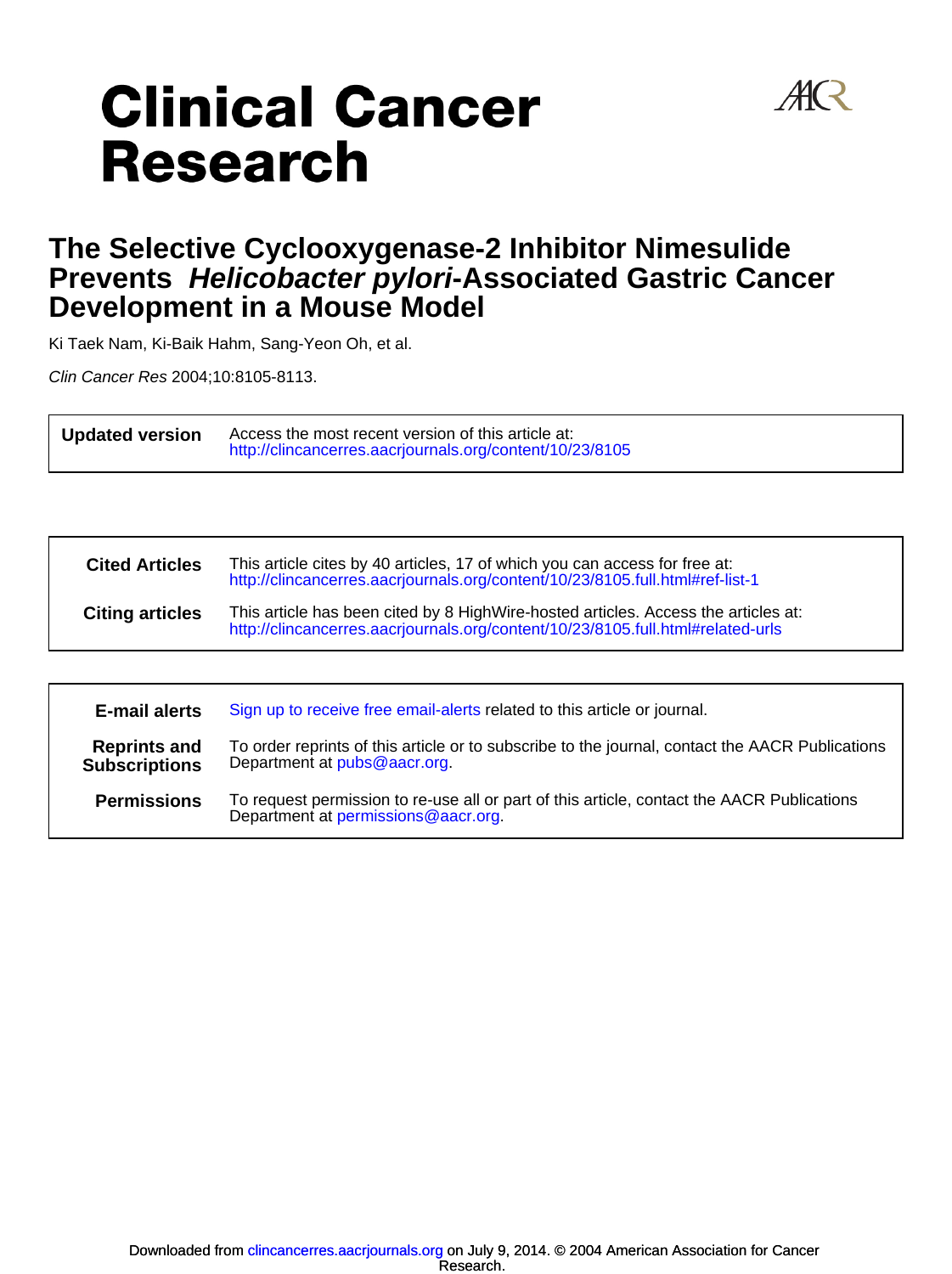# Clinical Cancer Research

## The Selective Cyclooxygenase-2 Inhibitor Nimesulide Prevents *Helicobacter pylori*-Associated Gastric Cancer Development in a Mouse Model

Ki Taek Nam, Ki-Baik Hahm, Sang-Yeon Oh, et al.

*Clin Cancer Res* 2004;10:8105-8113.

| | |
|---|---|
| **Updated version** | Access the most recent version of this article at: http://clincancerres.aacrjournals.org/content/10/23/8105 |

| | |
|---|---|
| **Cited Articles** | This article cites by 40 articles, 17 of which you can access for free at: http://clincancerres.aacrjournals.org/content/10/23/8105.full.html#ref-list-1 |
| **Citing articles** | This article has been cited by 8 HighWire-hosted articles. Access the articles at: http://clincancerres.aacrjournals.org/content/10/23/8105.full.html#related-urls |

| | |
|---|---|
| **E-mail alerts** | Sign up to receive free email-alerts related to this article or journal. |
| **Reprints and Subscriptions** | To order reprints of this article or to subscribe to the journal, contact the AACR Publications Department at pubs@aacr.org. |
| **Permissions** | To request permission to re-use all or part of this article, contact the AACR Publications Department at permissions@aacr.org. |

Downloaded from clincancerres.aacrjournals.org on July 9, 2014. © 2004 American Association for Cancer Research.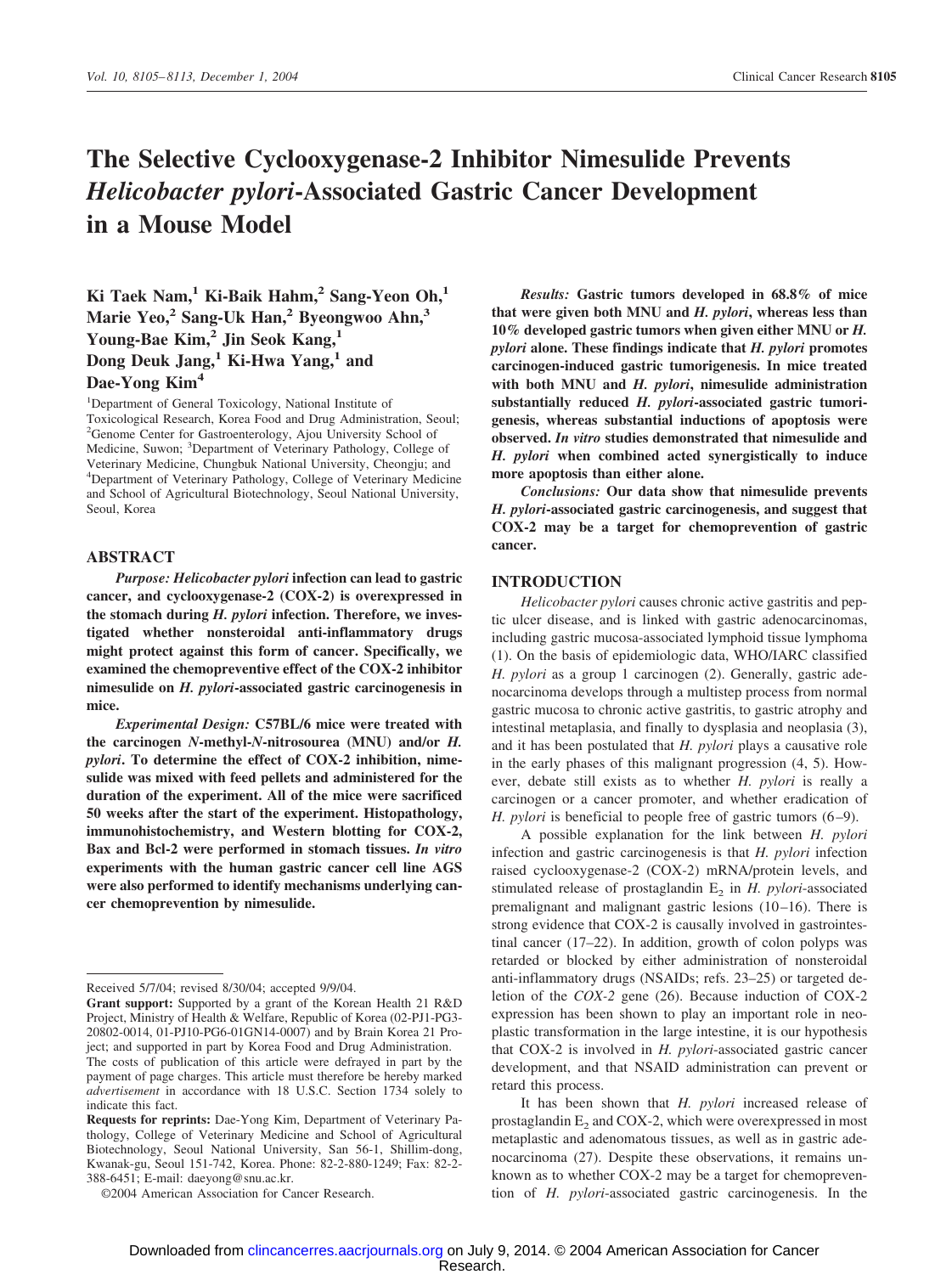# The Selective Cyclooxygenase-2 Inhibitor Nimesulide Prevents *Helicobacter pylori*-Associated Gastric Cancer Development in a Mouse Model

**Ki Taek Nam,[1] Ki-Baik Hahm,[2] Sang-Yeon Oh,[1] Marie Yeo,[2] Sang-Uk Han,[2] Byeongwoo Ahn,[3] Young-Bae Kim,[2] Jin Seok Kang,[1] Dong Deuk Jang,[1] Ki-Hwa Yang,[1] and Dae-Yong Kim[4]**

[1]Department of General Toxicology, National Institute of Toxicological Research, Korea Food and Drug Administration, Seoul; [2]Genome Center for Gastroenterology, Ajou University School of Medicine, Suwon; [3]Department of Veterinary Pathology, College of Veterinary Medicine, Chungbuk National University, Cheongju; and [4]Department of Veterinary Pathology, College of Veterinary Medicine and School of Agricultural Biotechnology, Seoul National University, Seoul, Korea

## ABSTRACT

***Purpose:*** **_Helicobacter pylori_ infection can lead to gastric cancer, and cyclooxygenase-2 (COX-2) is overexpressed in the stomach during _H. pylori_ infection. Therefore, we investigated whether nonsteroidal anti-inflammatory drugs might protect against this form of cancer. Specifically, we examined the chemopreventive effect of the COX-2 inhibitor nimesulide on _H. pylori_-associated gastric carcinogenesis in mice.**

***Experimental Design:*** **C57BL/6 mice were treated with the carcinogen _N_-methyl-_N_-nitrosourea (MNU) and/or _H. pylori_. To determine the effect of COX-2 inhibition, nimesulide was mixed with feed pellets and administered for the duration of the experiment. All of the mice were sacrificed 50 weeks after the start of the experiment. Histopathology, immunohistochemistry, and Western blotting for COX-2, Bax and Bcl-2 were performed in stomach tissues. _In vitro_ experiments with the human gastric cancer cell line AGS were also performed to identify mechanisms underlying cancer chemoprevention by nimesulide.**

***Results:*** **Gastric tumors developed in 68.8% of mice that were given both MNU and _H. pylori_, whereas less than 10% developed gastric tumors when given either MNU or _H. pylori_ alone. These findings indicate that _H. pylori_ promotes carcinogen-induced gastric tumorigenesis. In mice treated with both MNU and _H. pylori_, nimesulide administration substantially reduced _H. pylori_-associated gastric tumorigenesis, whereas substantial inductions of apoptosis were observed. _In vitro_ studies demonstrated that nimesulide and _H. pylori_ when combined acted synergistically to induce more apoptosis than either alone.**

***Conclusions:*** **Our data show that nimesulide prevents _H. pylori_-associated gastric carcinogenesis, and suggest that COX-2 may be a target for chemoprevention of gastric cancer.**

## INTRODUCTION

*Helicobacter pylori* causes chronic active gastritis and peptic ulcer disease, and is linked with gastric adenocarcinomas, including gastric mucosa-associated lymphoid tissue lymphoma (1). On the basis of epidemiologic data, WHO/IARC classified *H. pylori* as a group 1 carcinogen (2). Generally, gastric adenocarcinoma develops through a multistep process from normal gastric mucosa to chronic active gastritis, to gastric atrophy and intestinal metaplasia, and finally to dysplasia and neoplasia (3), and it has been postulated that *H. pylori* plays a causative role in the early phases of this malignant progression (4, 5). However, debate still exists as to whether *H. pylori* is really a carcinogen or a cancer promoter, and whether eradication of *H. pylori* is beneficial to people free of gastric tumors (6–9).

A possible explanation for the link between *H. pylori* infection and gastric carcinogenesis is that *H. pylori* infection raised cyclooxygenase-2 (COX-2) mRNA/protein levels, and stimulated release of prostaglandin $E_2$ in *H. pylori*-associated premalignant and malignant gastric lesions (10–16). There is strong evidence that COX-2 is causally involved in gastrointestinal cancer (17–22). In addition, growth of colon polyps was retarded or blocked by either administration of nonsteroidal anti-inflammatory drugs (NSAIDs; refs. 23–25) or targeted deletion of the *COX-2* gene (26). Because induction of COX-2 expression has been shown to play an important role in neoplastic transformation in the large intestine, it is our hypothesis that COX-2 is involved in *H. pylori*-associated gastric cancer development, and that NSAID administration can prevent or retard this process.

It has been shown that *H. pylori* increased release of prostaglandin $E_2$ and COX-2, which were overexpressed in most metaplastic and adenomatous tissues, as well as in gastric adenocarcinoma (27). Despite these observations, it remains unknown as to whether COX-2 may be a target for chemoprevention of *H. pylori*-associated gastric carcinogenesis. In the

---

Received 5/7/04; revised 8/30/04; accepted 9/9/04.

**Grant support:** Supported by a grant of the Korean Health 21 R&D Project, Ministry of Health & Welfare, Republic of Korea (02-PJ1-PG3-20802-0014, 01-PJ10-PG6-01GN14-0007) and by Brain Korea 21 Project; and supported in part by Korea Food and Drug Administration.

The costs of publication of this article were defrayed in part by the payment of page charges. This article must therefore be hereby marked *advertisement* in accordance with 18 U.S.C. Section 1734 solely to indicate this fact.

**Requests for reprints:** Dae-Yong Kim, Department of Veterinary Pathology, College of Veterinary Medicine and School of Agricultural Biotechnology, Seoul National University, San 56-1, Shillim-dong, Kwanak-gu, Seoul 151-742, Korea. Phone: 82-2-880-1249; Fax: 82-2-388-6451; E-mail: daeyong@snu.ac.kr.

©2004 American Association for Cancer Research.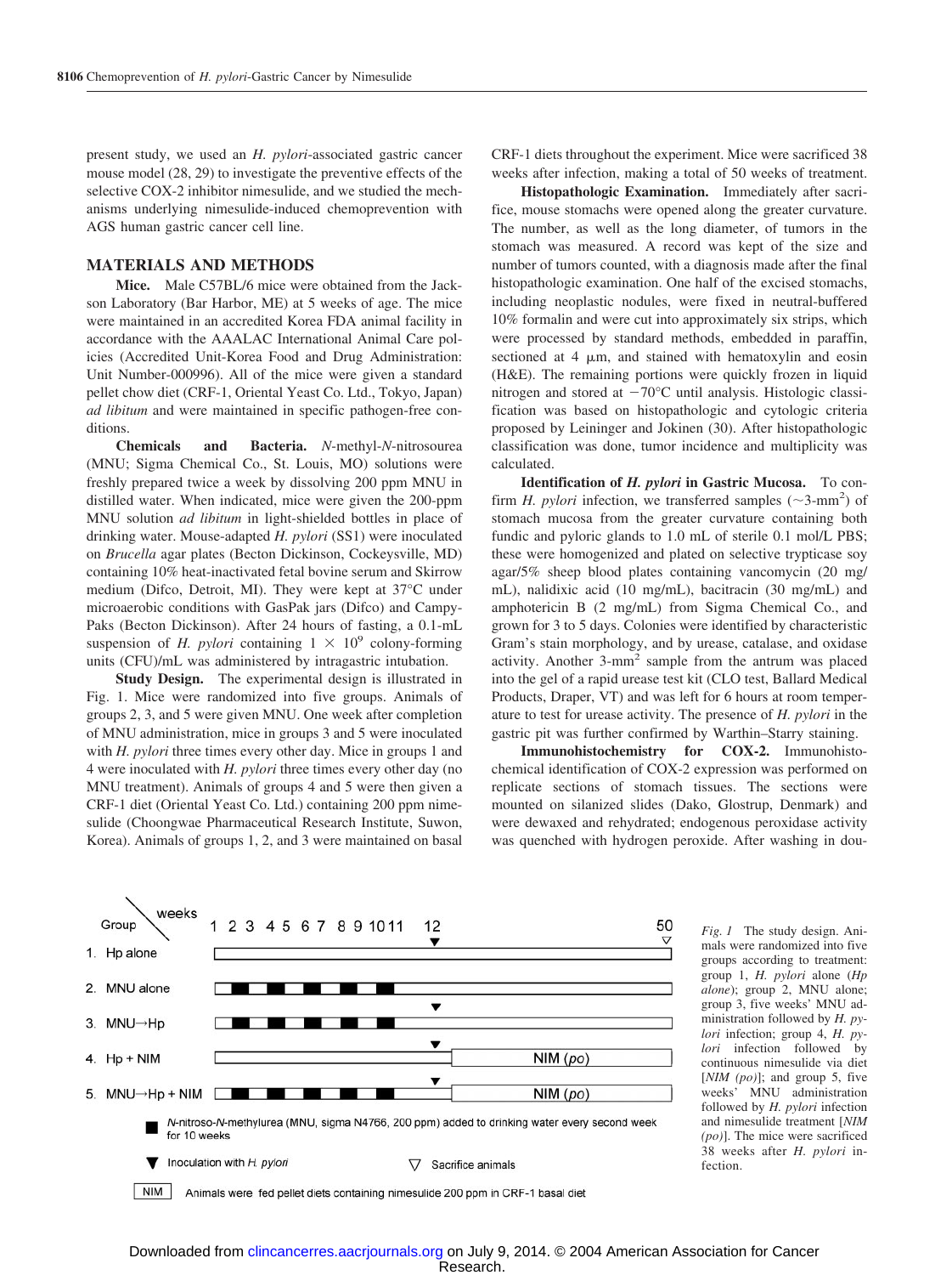present study, we used an *H. pylori*-associated gastric cancer mouse model (28, 29) to investigate the preventive effects of the selective COX-2 inhibitor nimesulide, and we studied the mechanisms underlying nimesulide-induced chemoprevention with AGS human gastric cancer cell line.

## MATERIALS AND METHODS

**Mice.** Male C57BL/6 mice were obtained from the Jackson Laboratory (Bar Harbor, ME) at 5 weeks of age. The mice were maintained in an accredited Korea FDA animal facility in accordance with the AAALAC International Animal Care policies (Accredited Unit-Korea Food and Drug Administration: Unit Number-000996). All of the mice were given a standard pellet chow diet (CRF-1, Oriental Yeast Co. Ltd., Tokyo, Japan) *ad libitum* and were maintained in specific pathogen-free conditions.

**Chemicals and Bacteria.** *N*-methyl-*N*-nitrosourea (MNU; Sigma Chemical Co., St. Louis, MO) solutions were freshly prepared twice a week by dissolving 200 ppm MNU in distilled water. When indicated, mice were given the 200-ppm MNU solution *ad libitum* in light-shielded bottles in place of drinking water. Mouse-adapted *H. pylori* (SS1) were inoculated on *Brucella* agar plates (Becton Dickinson, Cockeysville, MD) containing 10% heat-inactivated fetal bovine serum and Skirrow medium (Difco, Detroit, MI). They were kept at 37°C under microaerobic conditions with GasPak jars (Difco) and CampyPaks (Becton Dickinson). After 24 hours of fasting, a 0.1-mL suspension of *H. pylori* containing $1 \times 10^9$ colony-forming units (CFU)/mL was administered by intragastric intubation.

**Study Design.** The experimental design is illustrated in Fig. 1. Mice were randomized into five groups. Animals of groups 2, 3, and 5 were given MNU. One week after completion of MNU administration, mice in groups 3 and 5 were inoculated with *H. pylori* three times every other day. Mice in groups 1 and 4 were inoculated with *H. pylori* three times every other day (no MNU treatment). Animals of groups 4 and 5 were then given a CRF-1 diet (Oriental Yeast Co. Ltd.) containing 200 ppm nimesulide (Choongwae Pharmaceutical Research Institute, Suwon, Korea). Animals of groups 1, 2, and 3 were maintained on basal CRF-1 diets throughout the experiment. Mice were sacrificed 38 weeks after infection, making a total of 50 weeks of treatment.

**Histopathologic Examination.** Immediately after sacrifice, mouse stomachs were opened along the greater curvature. The number, as well as the long diameter, of tumors in the stomach was measured. A record was kept of the size and number of tumors counted, with a diagnosis made after the final histopathologic examination. One half of the excised stomachs, including neoplastic nodules, were fixed in neutral-buffered 10% formalin and were cut into approximately six strips, which were processed by standard methods, embedded in paraffin, sectioned at 4 μm, and stained with hematoxylin and eosin (H&E). The remaining portions were quickly frozen in liquid nitrogen and stored at −70°C until analysis. Histologic classification was based on histopathologic and cytologic criteria proposed by Leininger and Jokinen (30). After histopathologic classification was done, tumor incidence and multiplicity was calculated.

**Identification of *H. pylori* in Gastric Mucosa.** To confirm *H. pylori* infection, we transferred samples (~3-mm$^2$) of stomach mucosa from the greater curvature containing both fundic and pyloric glands to 1.0 mL of sterile 0.1 mol/L PBS; these were homogenized and plated on selective trypticase soy agar/5% sheep blood plates containing vancomycin (20 mg/mL), nalidixic acid (10 mg/mL), bacitracin (30 mg/mL) and amphotericin B (2 mg/mL) from Sigma Chemical Co., and grown for 3 to 5 days. Colonies were identified by characteristic Gram's stain morphology, and by urease, catalase, and oxidase activity. Another 3-mm$^2$ sample from the antrum was placed into the gel of a rapid urease test kit (CLO test, Ballard Medical Products, Draper, VT) and was left for 6 hours at room temperature to test for urease activity. The presence of *H. pylori* in the gastric pit was further confirmed by Warthin–Starry staining.

**Immunohistochemistry for COX-2.** Immunohistochemical identification of COX-2 expression was performed on replicate sections of stomach tissues. The sections were mounted on silanized slides (Dako, Glostrup, Denmark) and were dewaxed and rehydrated; endogenous peroxidase activity was quenched with hydrogen peroxide. After washing in dou-

| Group \ weeks | 1–11 | 12 | 12–50 | 50 |
|---|---|---|---|---|
| 1. Hp alone | | ▼ | | ▽ |
| 2. MNU alone | MNU (weeks 1, 3, 5, 7, 9) | | | ▽ |
| 3. MNU→Hp | MNU (weeks 1, 3, 5, 7, 9) | ▼ | | ▽ |
| 4. Hp + NIM | | ▼ | NIM (*po*) | ▽ |
| 5. MNU→Hp + NIM | MNU (weeks 1, 3, 5, 7, 9) | ▼ | NIM (*po*) | ▽ |

■ *N*-nitroso-*N*-methylurea (MNU, sigma N4766, 200 ppm) added to drinking water every second week for 10 weeks

▼ Inoculation with *H. pylori*

▽ Sacrifice animals

NIM: Animals were fed pellet diets containing nimesulide 200 ppm in CRF-1 basal diet

*Fig. 1* The study design. Animals were randomized into five groups according to treatment: group 1, *H. pylori* alone (*Hp alone*); group 2, MNU alone; group 3, five weeks' MNU administration followed by *H. pylori* infection; group 4, *H. pylori* infection followed by continuous nimesulide via diet [*NIM (po)*]; and group 5, five weeks' MNU administration followed by *H. pylori* infection and nimesulide treatment [*NIM (po)*]. The mice were sacrificed 38 weeks after *H. pylori* infection.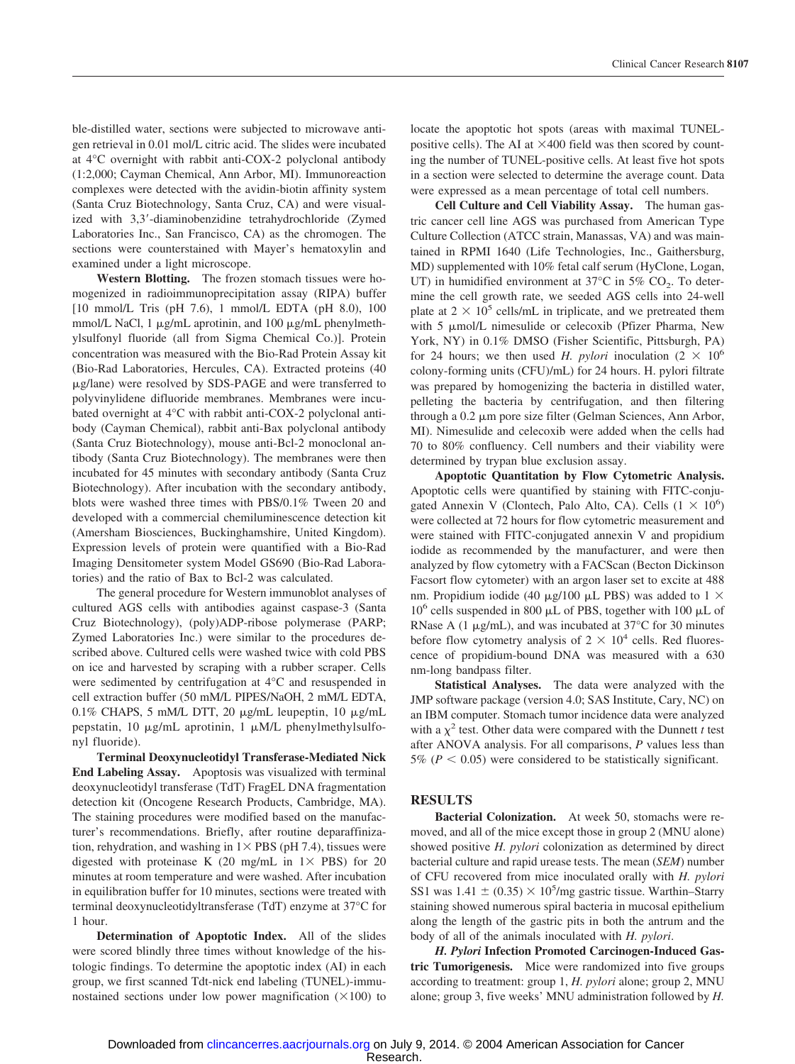ble-distilled water, sections were subjected to microwave antigen retrieval in 0.01 mol/L citric acid. The slides were incubated at 4°C overnight with rabbit anti-COX-2 polyclonal antibody (1:2,000; Cayman Chemical, Ann Arbor, MI). Immunoreaction complexes were detected with the avidin-biotin affinity system (Santa Cruz Biotechnology, Santa Cruz, CA) and were visualized with 3,3′-diaminobenzidine tetrahydrochloride (Zymed Laboratories Inc., San Francisco, CA) as the chromogen. The sections were counterstained with Mayer's hematoxylin and examined under a light microscope.

**Western Blotting.** The frozen stomach tissues were homogenized in radioimmunoprecipitation assay (RIPA) buffer [10 mmol/L Tris (pH 7.6), 1 mmol/L EDTA (pH 8.0), 100 mmol/L NaCl, 1 μg/mL aprotinin, and 100 μg/mL phenylmethylsulfonyl fluoride (all from Sigma Chemical Co.)]. Protein concentration was measured with the Bio-Rad Protein Assay kit (Bio-Rad Laboratories, Hercules, CA). Extracted proteins (40 μg/lane) were resolved by SDS-PAGE and were transferred to polyvinylidene difluoride membranes. Membranes were incubated overnight at 4°C with rabbit anti-COX-2 polyclonal antibody (Cayman Chemical), rabbit anti-Bax polyclonal antibody (Santa Cruz Biotechnology), mouse anti-Bcl-2 monoclonal antibody (Santa Cruz Biotechnology). The membranes were then incubated for 45 minutes with secondary antibody (Santa Cruz Biotechnology). After incubation with the secondary antibody, blots were washed three times with PBS/0.1% Tween 20 and developed with a commercial chemiluminescence detection kit (Amersham Biosciences, Buckinghamshire, United Kingdom). Expression levels of protein were quantified with a Bio-Rad Imaging Densitometer system Model GS690 (Bio-Rad Laboratories) and the ratio of Bax to Bcl-2 was calculated.

The general procedure for Western immunoblot analyses of cultured AGS cells with antibodies against caspase-3 (Santa Cruz Biotechnology), (poly)ADP-ribose polymerase (PARP; Zymed Laboratories Inc.) were similar to the procedures described above. Cultured cells were washed twice with cold PBS on ice and harvested by scraping with a rubber scraper. Cells were sedimented by centrifugation at 4°C and resuspended in cell extraction buffer (50 mM/L PIPES/NaOH, 2 mM/L EDTA, 0.1% CHAPS, 5 mM/L DTT, 20 μg/mL leupeptin, 10 μg/mL pepstatin, 10 μg/mL aprotinin, 1 μM/L phenylmethylsulfonyl fluoride).

**Terminal Deoxynucleotidyl Transferase-Mediated Nick End Labeling Assay.** Apoptosis was visualized with terminal deoxynucleotidyl transferase (TdT) FragEL DNA fragmentation detection kit (Oncogene Research Products, Cambridge, MA). The staining procedures were modified based on the manufacturer's recommendations. Briefly, after routine deparaffinization, rehydration, and washing in 1× PBS (pH 7.4), tissues were digested with proteinase K (20 mg/mL in 1× PBS) for 20 minutes at room temperature and were washed. After incubation in equilibration buffer for 10 minutes, sections were treated with terminal deoxynucleotidyltransferase (TdT) enzyme at 37°C for 1 hour.

**Determination of Apoptotic Index.** All of the slides were scored blindly three times without knowledge of the histologic findings. To determine the apoptotic index (AI) in each group, we first scanned Tdt-nick end labeling (TUNEL)-immunostained sections under low power magnification (×100) to locate the apoptotic hot spots (areas with maximal TUNEL-positive cells). The AI at ×400 field was then scored by counting the number of TUNEL-positive cells. At least five hot spots in a section were selected to determine the average count. Data were expressed as a mean percentage of total cell numbers.

**Cell Culture and Cell Viability Assay.** The human gastric cancer cell line AGS was purchased from American Type Culture Collection (ATCC strain, Manassas, VA) and was maintained in RPMI 1640 (Life Technologies, Inc., Gaithersburg, MD) supplemented with 10% fetal calf serum (HyClone, Logan, UT) in humidified environment at 37°C in 5% $CO_2$. To determine the cell growth rate, we seeded AGS cells into 24-well plate at $2 \times 10^5$ cells/mL in triplicate, and we pretreated them with 5 μmol/L nimesulide or celecoxib (Pfizer Pharma, New York, NY) in 0.1% DMSO (Fisher Scientific, Pittsburgh, PA) for 24 hours; we then used *H. pylori* inoculation ($2 \times 10^6$ colony-forming units (CFU)/mL) for 24 hours. H. pylori filtrate was prepared by homogenizing the bacteria in distilled water, pelleting the bacteria by centrifugation, and then filtering through a 0.2 μm pore size filter (Gelman Sciences, Ann Arbor, MI). Nimesulide and celecoxib were added when the cells had 70 to 80% confluency. Cell numbers and their viability were determined by trypan blue exclusion assay.

**Apoptotic Quantitation by Flow Cytometric Analysis.** Apoptotic cells were quantified by staining with FITC-conjugated Annexin V (Clontech, Palo Alto, CA). Cells ($1 \times 10^6$) were collected at 72 hours for flow cytometric measurement and were stained with FITC-conjugated annexin V and propidium iodide as recommended by the manufacturer, and were then analyzed by flow cytometry with a FACScan (Becton Dickinson Facsort flow cytometer) with an argon laser set to excite at 488 nm. Propidium iodide (40 μg/100 μL PBS) was added to $1 \times 10^6$ cells suspended in 800 μL of PBS, together with 100 μL of RNase A (1 μg/mL), and was incubated at 37°C for 30 minutes before flow cytometry analysis of $2 \times 10^4$ cells. Red fluorescence of propidium-bound DNA was measured with a 630 nm-long bandpass filter.

**Statistical Analyses.** The data were analyzed with the JMP software package (version 4.0; SAS Institute, Cary, NC) on an IBM computer. Stomach tumor incidence data were analyzed with a $\chi^2$ test. Other data were compared with the Dunnett *t* test after ANOVA analysis. For all comparisons, *P* values less than 5% ($P < 0.05$) were considered to be statistically significant.

## RESULTS

**Bacterial Colonization.** At week 50, stomachs were removed, and all of the mice except those in group 2 (MNU alone) showed positive *H. pylori* colonization as determined by direct bacterial culture and rapid urease tests. The mean (*SEM*) number of CFU recovered from mice inoculated orally with *H. pylori* SS1 was $1.41 \pm (0.35) \times 10^5$/mg gastric tissue. Warthin–Starry staining showed numerous spiral bacteria in mucosal epithelium along the length of the gastric pits in both the antrum and the body of all of the animals inoculated with *H. pylori*.

***H. Pylori* Infection Promoted Carcinogen-Induced Gastric Tumorigenesis.** Mice were randomized into five groups according to treatment: group 1, *H. pylori* alone; group 2, MNU alone; group 3, five weeks' MNU administration followed by *H.*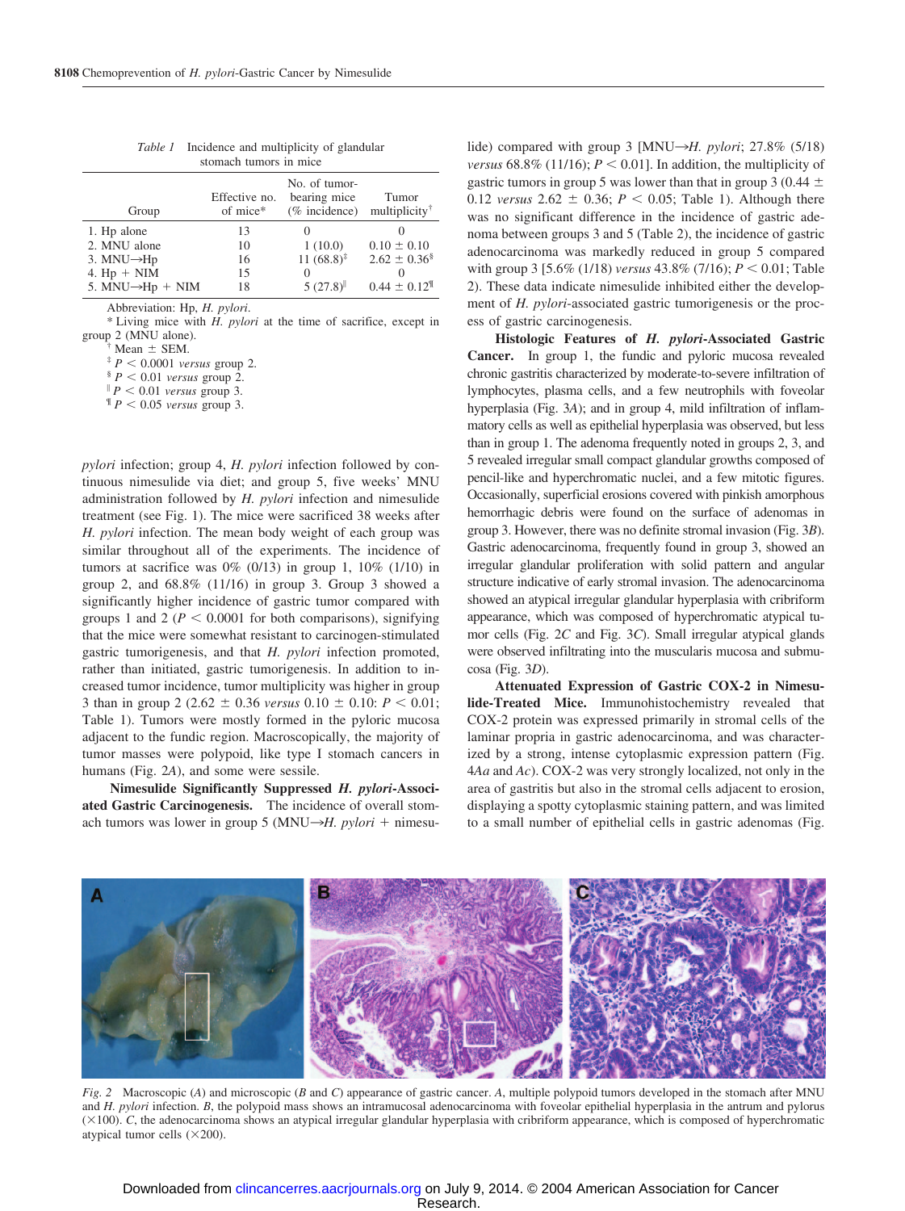*Table 1* Incidence and multiplicity of glandular stomach tumors in mice

| Group | Effective no. of mice* | No. of tumor-bearing mice (% incidence) | Tumor multiplicity† |
|---|---|---|---|
| 1. Hp alone | 13 | 0 | 0 |
| 2. MNU alone | 10 | 1 (10.0) | 0.10 ± 0.10 |
| 3. MNU→Hp | 16 | 11 (68.8)‡ | 2.62 ± 0.36§ |
| 4. Hp + NIM | 15 | 0 | 0 |
| 5. MNU→Hp + NIM | 18 | 5 (27.8)∥ | 0.44 ± 0.12¶ |

Abbreviation: Hp, *H. pylori*.

\* Living mice with *H. pylori* at the time of sacrifice, except in group 2 (MNU alone).

† Mean ± SEM.

‡ $P < 0.0001$ *versus* group 2.

§ $P < 0.01$ *versus* group 2.

∥ $P < 0.01$ *versus* group 3.

¶ $P < 0.05$ *versus* group 3.

*pylori* infection; group 4, *H. pylori* infection followed by continuous nimesulide via diet; and group 5, five weeks' MNU administration followed by *H. pylori* infection and nimesulide treatment (see Fig. 1). The mice were sacrificed 38 weeks after *H. pylori* infection. The mean body weight of each group was similar throughout all of the experiments. The incidence of tumors at sacrifice was 0% (0/13) in group 1, 10% (1/10) in group 2, and 68.8% (11/16) in group 3. Group 3 showed a significantly higher incidence of gastric tumor compared with groups 1 and 2 ($P < 0.0001$ for both comparisons), signifying that the mice were somewhat resistant to carcinogen-stimulated gastric tumorigenesis, and that *H. pylori* infection promoted, rather than initiated, gastric tumorigenesis. In addition to increased tumor incidence, tumor multiplicity was higher in group 3 than in group 2 (2.62 ± 0.36 *versus* 0.10 ± 0.10: $P < 0.01$; Table 1). Tumors were mostly formed in the pyloric mucosa adjacent to the fundic region. Macroscopically, the majority of tumor masses were polypoid, like type I stomach cancers in humans (Fig. 2*A*), and some were sessile.

**Nimesulide Significantly Suppressed *H. pylori*-Associated Gastric Carcinogenesis.** The incidence of overall stomach tumors was lower in group 5 (MNU→*H. pylori* + nimesulide) compared with group 3 [MNU→*H. pylori*; 27.8% (5/18) *versus* 68.8% (11/16); $P < 0.01$]. In addition, the multiplicity of gastric tumors in group 5 was lower than that in group 3 (0.44 ± 0.12 *versus* 2.62 ± 0.36; $P < 0.05$; Table 1). Although there was no significant difference in the incidence of gastric adenoma between groups 3 and 5 (Table 2), the incidence of gastric adenocarcinoma was markedly reduced in group 5 compared with group 3 [5.6% (1/18) *versus* 43.8% (7/16); $P < 0.01$; Table 2). These data indicate nimesulide inhibited either the development of *H. pylori*-associated gastric tumorigenesis or the process of gastric carcinogenesis.

**Histologic Features of *H. pylori*-Associated Gastric Cancer.** In group 1, the fundic and pyloric mucosa revealed chronic gastritis characterized by moderate-to-severe infiltration of lymphocytes, plasma cells, and a few neutrophils with foveolar hyperplasia (Fig. 3*A*); and in group 4, mild infiltration of inflammatory cells as well as epithelial hyperplasia was observed, but less than in group 1. The adenoma frequently noted in groups 2, 3, and 5 revealed irregular small compact glandular growths composed of pencil-like and hyperchromatic nuclei, and a few mitotic figures. Occasionally, superficial erosions covered with pinkish amorphous hemorrhagic debris were found on the surface of adenomas in group 3. However, there was no definite stromal invasion (Fig. 3*B*). Gastric adenocarcinoma, frequently found in group 3, showed an irregular glandular proliferation with solid pattern and angular structure indicative of early stromal invasion. The adenocarcinoma showed an atypical irregular glandular hyperplasia with cribriform appearance, which was composed of hyperchromatic atypical tumor cells (Fig. 2*C* and Fig. 3*C*). Small irregular atypical glands were observed infiltrating into the muscularis mucosa and submucosa (Fig. 3*D*).

**Attenuated Expression of Gastric COX-2 in Nimesulide-Treated Mice.** Immunohistochemistry revealed that COX-2 protein was expressed primarily in stromal cells of the laminar propria in gastric adenocarcinoma, and was characterized by a strong, intense cytoplasmic expression pattern (Fig. 4*Aa* and *Ac*). COX-2 was very strongly localized, not only in the area of gastritis but also in the stromal cells adjacent to erosion, displaying a spotty cytoplasmic staining pattern, and was limited to a small number of epithelial cells in gastric adenomas (Fig.

*Fig. 2* Macroscopic (*A*) and microscopic (*B* and *C*) appearance of gastric cancer. *A*, multiple polypoid tumors developed in the stomach after MNU and *H. pylori* infection. *B*, the polypoid mass shows an intramucosal adenocarcinoma with foveolar epithelial hyperplasia in the antrum and pylorus (×100). *C*, the adenocarcinoma shows an atypical irregular glandular hyperplasia with cribriform appearance, which is composed of hyperchromatic atypical tumor cells (×200).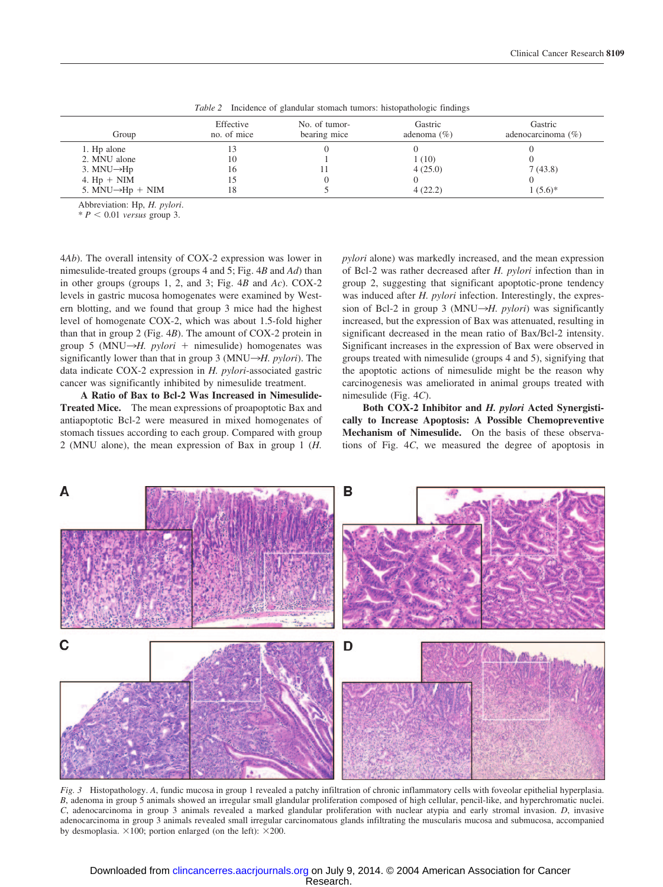*Table 2* Incidence of glandular stomach tumors: histopathologic findings

| Group | Effective no. of mice | No. of tumor-bearing mice | Gastric adenoma (%) | Gastric adenocarcinoma (%) |
|---|---|---|---|---|
| 1. Hp alone | 13 | 0 | 0 | 0 |
| 2. MNU alone | 10 | 1 | 1 (10) | 0 |
| 3. MNU→Hp | 16 | 11 | 4 (25.0) | 7 (43.8) |
| 4. Hp + NIM | 15 | 0 | 0 | 0 |
| 5. MNU→Hp + NIM | 18 | 5 | 4 (22.2) | 1 (5.6)* |

Abbreviation: Hp, *H. pylori*.
* $P < 0.01$ *versus* group 3.

4*Ab*). The overall intensity of COX-2 expression was lower in nimesulide-treated groups (groups 4 and 5; Fig. 4*B* and *Ad*) than in other groups (groups 1, 2, and 3; Fig. 4*B* and *Ac*). COX-2 levels in gastric mucosa homogenates were examined by Western blotting, and we found that group 3 mice had the highest level of homogenate COX-2, which was about 1.5-fold higher than that in group 2 (Fig. 4*B*). The amount of COX-2 protein in group 5 (MNU→*H. pylori* + nimesulide) homogenates was significantly lower than that in group 3 (MNU→*H. pylori*). The data indicate COX-2 expression in *H. pylori*-associated gastric cancer was significantly inhibited by nimesulide treatment.

**A Ratio of Bax to Bcl-2 Was Increased in Nimesulide-Treated Mice.** The mean expressions of proapoptotic Bax and antiapoptotic Bcl-2 were measured in mixed homogenates of stomach tissues according to each group. Compared with group 2 (MNU alone), the mean expression of Bax in group 1 (*H. pylori* alone) was markedly increased, and the mean expression of Bcl-2 was rather decreased after *H. pylori* infection than in group 2, suggesting that significant apoptotic-prone tendency was induced after *H. pylori* infection. Interestingly, the expression of Bcl-2 in group 3 (MNU→*H. pylori*) was significantly increased, but the expression of Bax was attenuated, resulting in significant decreased in the mean ratio of Bax/Bcl-2 intensity. Significant increases in the expression of Bax were observed in groups treated with nimesulide (groups 4 and 5), signifying that the apoptotic actions of nimesulide might be the reason why carcinogenesis was ameliorated in animal groups treated with nimesulide (Fig. 4*C*).

**Both COX-2 Inhibitor and *H. pylori* Acted Synergistically to Increase Apoptosis: A Possible Chemopreventive Mechanism of Nimesulide.** On the basis of these observations of Fig. 4*C*, we measured the degree of apoptosis in

*Fig. 3* Histopathology. *A*, fundic mucosa in group 1 revealed a patchy infiltration of chronic inflammatory cells with foveolar epithelial hyperplasia. *B*, adenoma in group 5 animals showed an irregular small glandular proliferation composed of high cellular, pencil-like, and hyperchromatic nuclei. *C*, adenocarcinoma in group 3 animals revealed a marked glandular proliferation with nuclear atypia and early stromal invasion. *D*, invasive adenocarcinoma in group 3 animals revealed small irregular carcinomatous glands infiltrating the muscularis mucosa and submucosa, accompanied by desmoplasia. ×100; portion enlarged (on the left): ×200.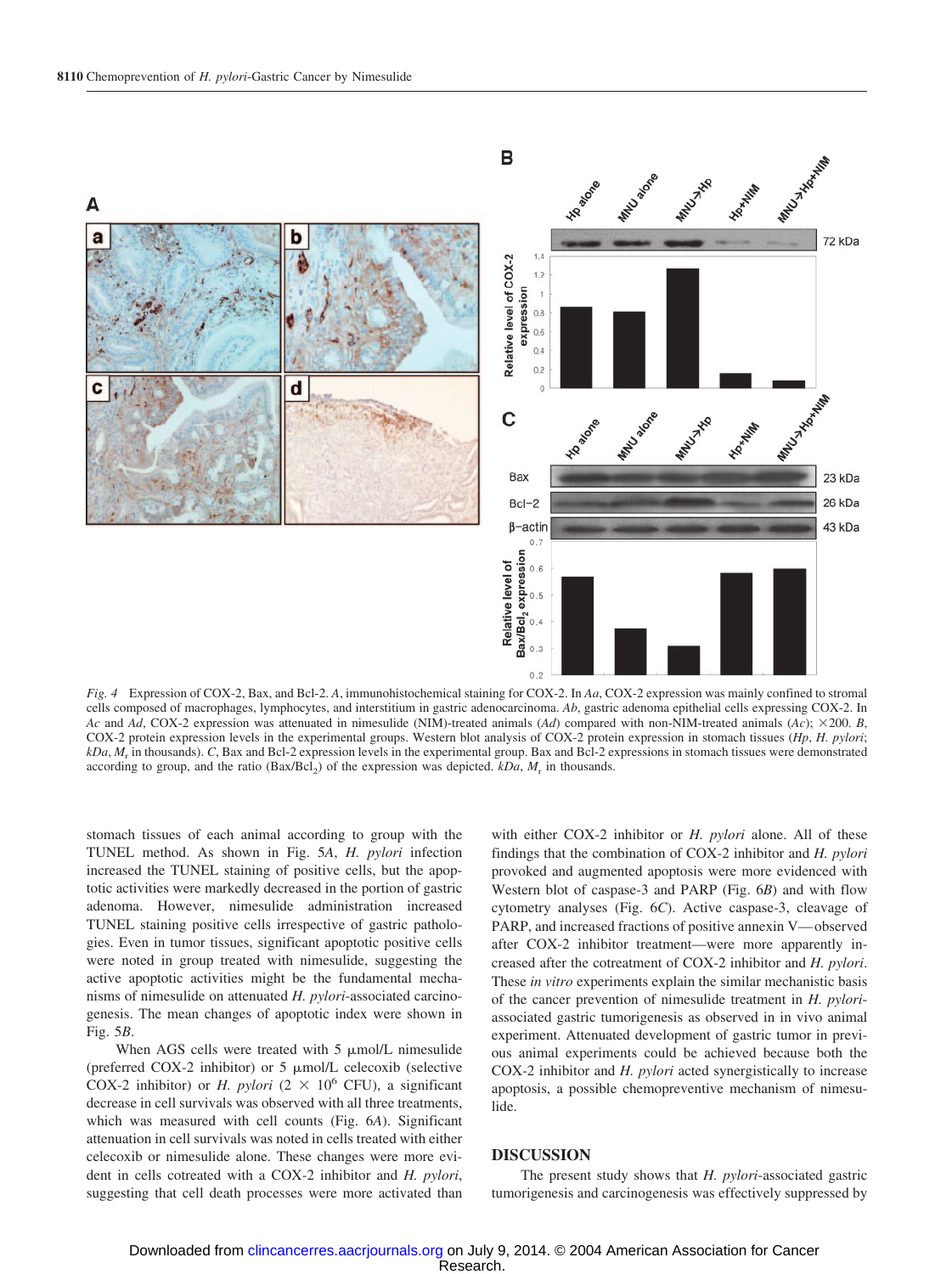*Fig. 4* Expression of COX-2, Bax, and Bcl-2. *A*, immunohistochemical staining for COX-2. In *Aa*, COX-2 expression was mainly confined to stromal cells composed of macrophages, lymphocytes, and interstitium in gastric adenocarcinoma. *Ab*, gastric adenoma epithelial cells expressing COX-2. In *Ac* and *Ad*, COX-2 expression was attenuated in nimesulide (NIM)-treated animals (*Ad*) compared with non-NIM-treated animals (*Ac*); ×200. *B*, COX-2 protein expression levels in the experimental groups. Western blot analysis of COX-2 protein expression in stomach tissues (*Hp*, *H. pylori*; *kDa*, $M_r$ in thousands). *C*, Bax and Bcl-2 expression levels in the experimental group. Bax and Bcl-2 expressions in stomach tissues were demonstrated according to group, and the ratio (Bax/$Bcl_2$) of the expression was depicted. *kDa*, $M_r$ in thousands.

stomach tissues of each animal according to group with the TUNEL method. As shown in Fig. 5*A*, *H. pylori* infection increased the TUNEL staining of positive cells, but the apoptotic activities were markedly decreased in the portion of gastric adenoma. However, nimesulide administration increased TUNEL staining positive cells irrespective of gastric pathologies. Even in tumor tissues, significant apoptotic positive cells were noted in group treated with nimesulide, suggesting the active apoptotic activities might be the fundamental mechanisms of nimesulide on attenuated *H. pylori*-associated carcinogenesis. The mean changes of apoptotic index were shown in Fig. 5*B*.

When AGS cells were treated with 5 μmol/L nimesulide (preferred COX-2 inhibitor) or 5 μmol/L celecoxib (selective COX-2 inhibitor) or *H. pylori* ($2 \times 10^6$ CFU), a significant decrease in cell survivals was observed with all three treatments, which was measured with cell counts (Fig. 6*A*). Significant attenuation in cell survivals was noted in cells treated with either celecoxib or nimesulide alone. These changes were more evident in cells cotreated with a COX-2 inhibitor and *H. pylori*, suggesting that cell death processes were more activated than with either COX-2 inhibitor or *H. pylori* alone. All of these findings that the combination of COX-2 inhibitor and *H. pylori* provoked and augmented apoptosis were more evidenced with Western blot of caspase-3 and PARP (Fig. 6*B*) and with flow cytometry analyses (Fig. 6*C*). Active caspase-3, cleavage of PARP, and increased fractions of positive annexin V—observed after COX-2 inhibitor treatment—were more apparently increased after the cotreatment of COX-2 inhibitor and *H. pylori*. These *in vitro* experiments explain the similar mechanistic basis of the cancer prevention of nimesulide treatment in *H. pylori*-associated gastric tumorigenesis as observed in in vivo animal experiment. Attenuated development of gastric tumor in previous animal experiments could be achieved because both the COX-2 inhibitor and *H. pylori* acted synergistically to increase apoptosis, a possible chemopreventive mechanism of nimesulide.

## DISCUSSION

The present study shows that *H. pylori*-associated gastric tumorigenesis and carcinogenesis was effectively suppressed by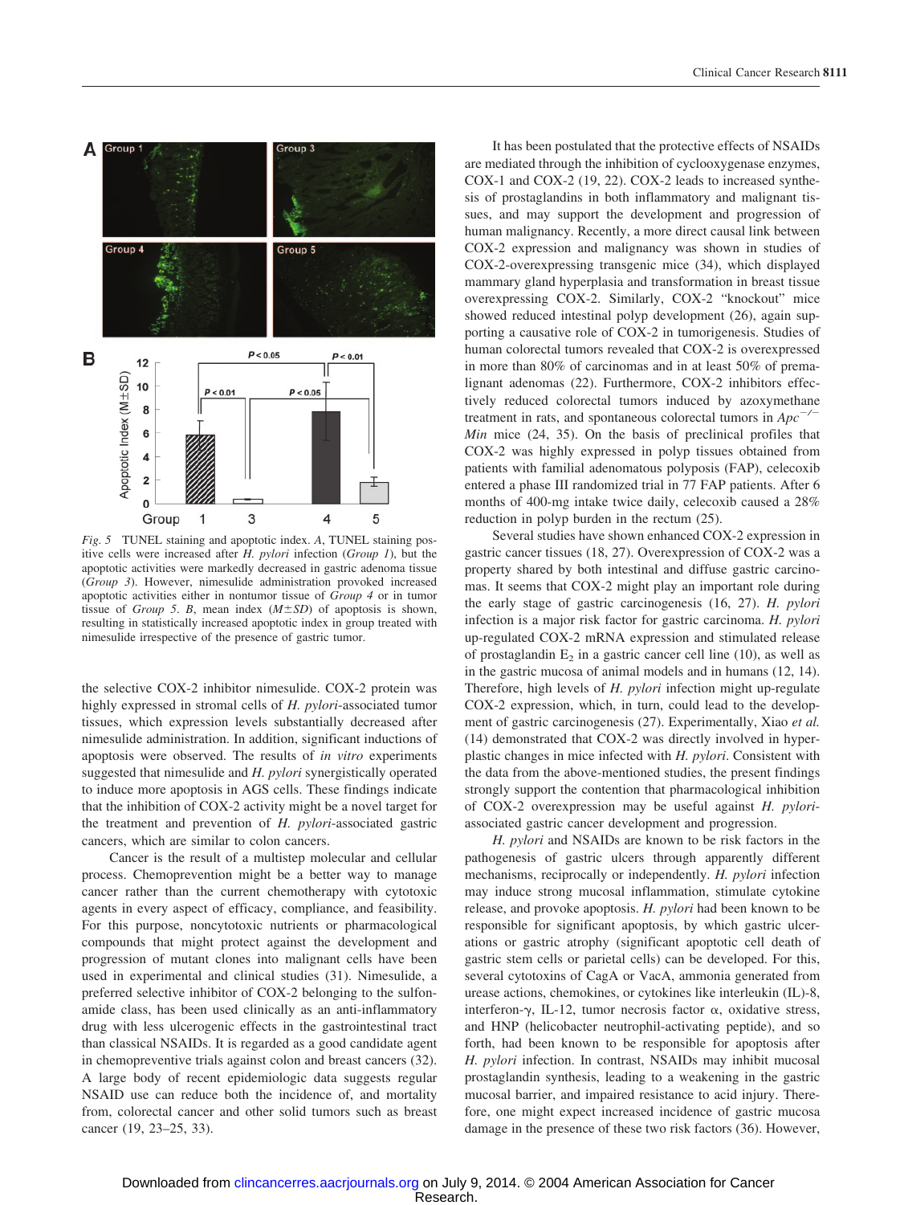Fig. 5 TUNEL staining and apoptotic index. *A*, TUNEL staining positive cells were increased after *H. pylori* infection (*Group 1*), but the apoptotic activities were markedly decreased in gastric adenoma tissue (*Group 3*). However, nimesulide administration provoked increased apoptotic activities either in nontumor tissue of *Group 4* or in tumor tissue of *Group 5*. *B*, mean index ($M \pm SD$) of apoptosis is shown, resulting in statistically increased apoptotic index in group treated with nimesulide irrespective of the presence of gastric tumor.

the selective COX-2 inhibitor nimesulide. COX-2 protein was highly expressed in stromal cells of *H. pylori*-associated tumor tissues, which expression levels substantially decreased after nimesulide administration. In addition, significant inductions of apoptosis were observed. The results of *in vitro* experiments suggested that nimesulide and *H. pylori* synergistically operated to induce more apoptosis in AGS cells. These findings indicate that the inhibition of COX-2 activity might be a novel target for the treatment and prevention of *H. pylori*-associated gastric cancers, which are similar to colon cancers.

Cancer is the result of a multistep molecular and cellular process. Chemoprevention might be a better way to manage cancer rather than the current chemotherapy with cytotoxic agents in every aspect of efficacy, compliance, and feasibility. For this purpose, noncytotoxic nutrients or pharmacological compounds that might protect against the development and progression of mutant clones into malignant cells have been used in experimental and clinical studies (31). Nimesulide, a preferred selective inhibitor of COX-2 belonging to the sulfonamide class, has been used clinically as an anti-inflammatory drug with less ulcerogenic effects in the gastrointestinal tract than classical NSAIDs. It is regarded as a good candidate agent in chemopreventive trials against colon and breast cancers (32). A large body of recent epidemiologic data suggests regular NSAID use can reduce both the incidence of, and mortality from, colorectal cancer and other solid tumors such as breast cancer (19, 23–25, 33).

It has been postulated that the protective effects of NSAIDs are mediated through the inhibition of cyclooxygenase enzymes, COX-1 and COX-2 (19, 22). COX-2 leads to increased synthesis of prostaglandins in both inflammatory and malignant tissues, and may support the development and progression of human malignancy. Recently, a more direct causal link between COX-2 expression and malignancy was shown in studies of COX-2-overexpressing transgenic mice (34), which displayed mammary gland hyperplasia and transformation in breast tissue overexpressing COX-2. Similarly, COX-2 "knockout" mice showed reduced intestinal polyp development (26), again supporting a causative role of COX-2 in tumorigenesis. Studies of human colorectal tumors revealed that COX-2 is overexpressed in more than 80% of carcinomas and in at least 50% of premalignant adenomas (22). Furthermore, COX-2 inhibitors effectively reduced colorectal tumors induced by azoxymethane treatment in rats, and spontaneous colorectal tumors in $Apc^{-/-}$ *Min* mice (24, 35). On the basis of preclinical profiles that COX-2 was highly expressed in polyp tissues obtained from patients with familial adenomatous polyposis (FAP), celecoxib entered a phase III randomized trial in 77 FAP patients. After 6 months of 400-mg intake twice daily, celecoxib caused a 28% reduction in polyp burden in the rectum (25).

Several studies have shown enhanced COX-2 expression in gastric cancer tissues (18, 27). Overexpression of COX-2 was a property shared by both intestinal and diffuse gastric carcinomas. It seems that COX-2 might play an important role during the early stage of gastric carcinogenesis (16, 27). *H. pylori* infection is a major risk factor for gastric carcinoma. *H. pylori* up-regulated COX-2 mRNA expression and stimulated release of prostaglandin $E_2$ in a gastric cancer cell line (10), as well as in the gastric mucosa of animal models and in humans (12, 14). Therefore, high levels of *H. pylori* infection might up-regulate COX-2 expression, which, in turn, could lead to the development of gastric carcinogenesis (27). Experimentally, Xiao *et al.* (14) demonstrated that COX-2 was directly involved in hyperplastic changes in mice infected with *H. pylori*. Consistent with the data from the above-mentioned studies, the present findings strongly support the contention that pharmacological inhibition of COX-2 overexpression may be useful against *H. pylori*-associated gastric cancer development and progression.

*H. pylori* and NSAIDs are known to be risk factors in the pathogenesis of gastric ulcers through apparently different mechanisms, reciprocally or independently. *H. pylori* infection may induce strong mucosal inflammation, stimulate cytokine release, and provoke apoptosis. *H. pylori* had been known to be responsible for significant apoptosis, by which gastric ulcerations or gastric atrophy (significant apoptotic cell death of gastric stem cells or parietal cells) can be developed. For this, several cytotoxins of CagA or VacA, ammonia generated from urease actions, chemokines, or cytokines like interleukin (IL)-8, interferon-γ, IL-12, tumor necrosis factor α, oxidative stress, and HNP (helicobacter neutrophil-activating peptide), and so forth, had been known to be responsible for apoptosis after *H. pylori* infection. In contrast, NSAIDs may inhibit mucosal prostaglandin synthesis, leading to a weakening in the gastric mucosal barrier, and impaired resistance to acid injury. Therefore, one might expect increased incidence of gastric mucosa damage in the presence of these two risk factors (36). However,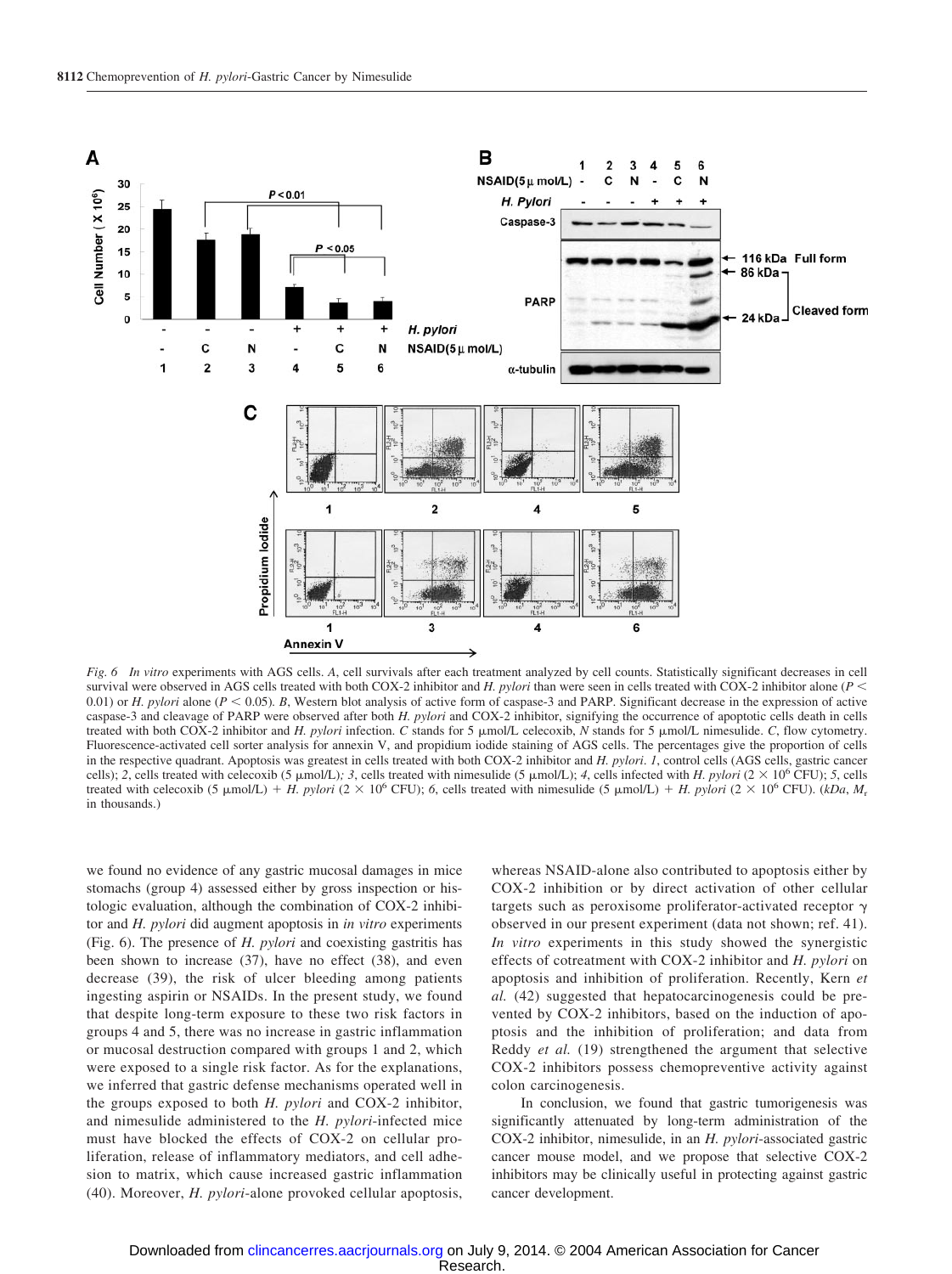*Fig. 6* *In vitro* experiments with AGS cells. *A*, cell survivals after each treatment analyzed by cell counts. Statistically significant decreases in cell survival were observed in AGS cells treated with both COX-2 inhibitor and *H. pylori* than were seen in cells treated with COX-2 inhibitor alone ($P < 0.01$) or *H. pylori* alone ($P < 0.05$). *B*, Western blot analysis of active form of caspase-3 and PARP. Significant decrease in the expression of active caspase-3 and cleavage of PARP were observed after both *H. pylori* and COX-2 inhibitor, signifying the occurrence of apoptotic cells death in cells treated with both COX-2 inhibitor and *H. pylori* infection. *C* stands for 5 μmol/L celecoxib, *N* stands for 5 μmol/L nimesulide. *C*, flow cytometry. Fluorescence-activated cell sorter analysis for annexin V, and propidium iodide staining of AGS cells. The percentages give the proportion of cells in the respective quadrant. Apoptosis was greatest in cells treated with both COX-2 inhibitor and *H. pylori*. *1*, control cells (AGS cells, gastric cancer cells); *2*, cells treated with celecoxib (5 μmol/L); *3*, cells treated with nimesulide (5 μmol/L); *4*, cells infected with *H. pylori* ($2 \times 10^6$ CFU); *5*, cells treated with celecoxib (5 μmol/L) + *H. pylori* ($2 \times 10^6$ CFU); *6*, cells treated with nimesulide (5 μmol/L) + *H. pylori* ($2 \times 10^6$ CFU). (*kDa*, $M_r$ in thousands.)

we found no evidence of any gastric mucosal damages in mice stomachs (group 4) assessed either by gross inspection or histologic evaluation, although the combination of COX-2 inhibitor and *H. pylori* did augment apoptosis in *in vitro* experiments (Fig. 6). The presence of *H. pylori* and coexisting gastritis has been shown to increase (37), have no effect (38), and even decrease (39), the risk of ulcer bleeding among patients ingesting aspirin or NSAIDs. In the present study, we found that despite long-term exposure to these two risk factors in groups 4 and 5, there was no increase in gastric inflammation or mucosal destruction compared with groups 1 and 2, which were exposed to a single risk factor. As for the explanations, we inferred that gastric defense mechanisms operated well in the groups exposed to both *H. pylori* and COX-2 inhibitor, and nimesulide administered to the *H. pylori*-infected mice must have blocked the effects of COX-2 on cellular proliferation, release of inflammatory mediators, and cell adhesion to matrix, which cause increased gastric inflammation (40). Moreover, *H. pylori*-alone provoked cellular apoptosis, whereas NSAID-alone also contributed to apoptosis either by COX-2 inhibition or by direct activation of other cellular targets such as peroxisome proliferator-activated receptor γ observed in our present experiment (data not shown; ref. 41). *In vitro* experiments in this study showed the synergistic effects of cotreatment with COX-2 inhibitor and *H. pylori* on apoptosis and inhibition of proliferation. Recently, Kern *et al.* (42) suggested that hepatocarcinogenesis could be prevented by COX-2 inhibitors, based on the induction of apoptosis and the inhibition of proliferation; and data from Reddy *et al.* (19) strengthened the argument that selective COX-2 inhibitors possess chemopreventive activity against colon carcinogenesis.

In conclusion, we found that gastric tumorigenesis was significantly attenuated by long-term administration of the COX-2 inhibitor, nimesulide, in an *H. pylori*-associated gastric cancer mouse model, and we propose that selective COX-2 inhibitors may be clinically useful in protecting against gastric cancer development.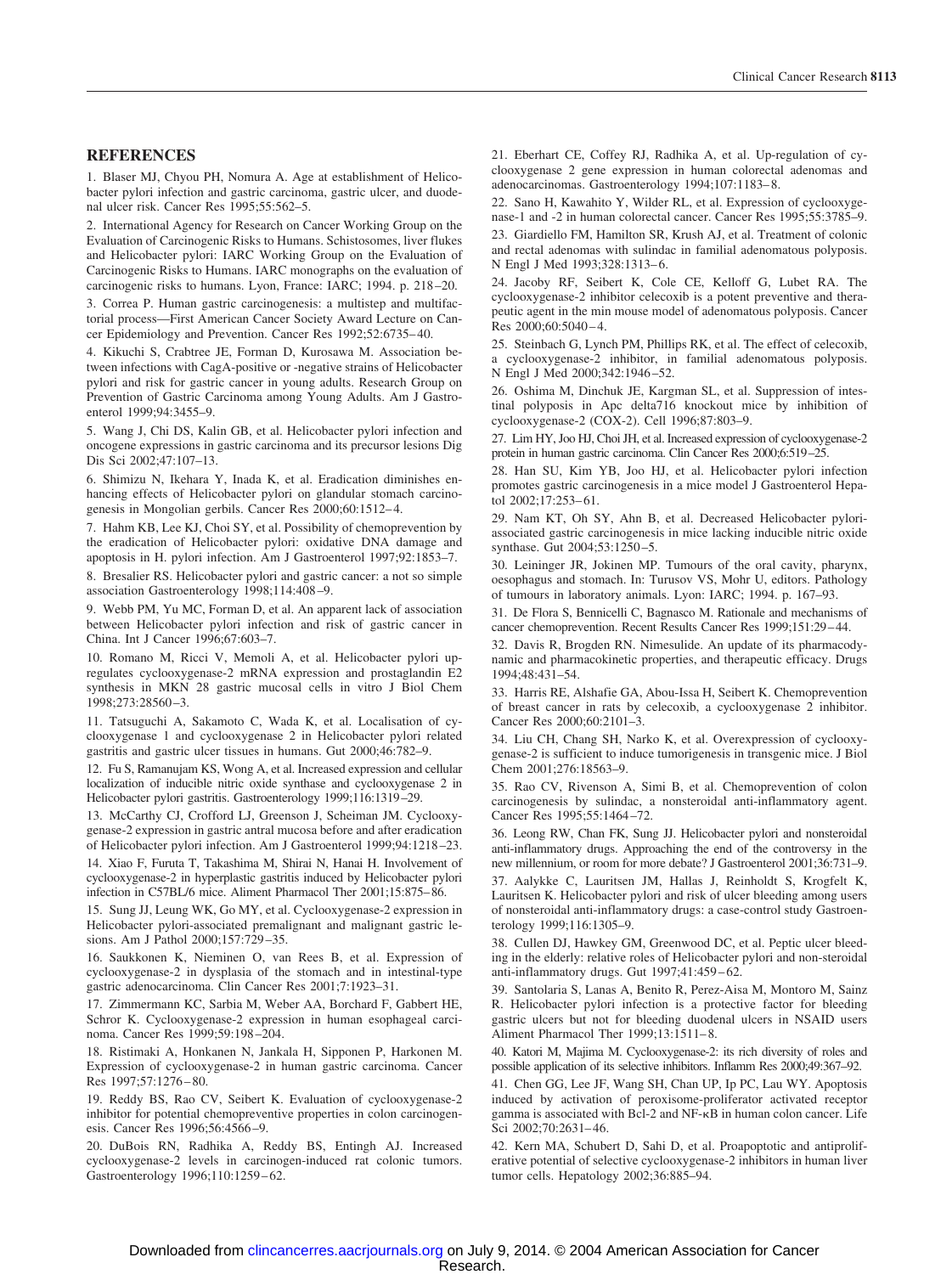## REFERENCES

1. Blaser MJ, Chyou PH, Nomura A. Age at establishment of Helicobacter pylori infection and gastric carcinoma, gastric ulcer, and duodenal ulcer risk. Cancer Res 1995;55:562–5.

2. International Agency for Research on Cancer Working Group on the Evaluation of Carcinogenic Risks to Humans. Schistosomes, liver flukes and Helicobacter pylori: IARC Working Group on the Evaluation of Carcinogenic Risks to Humans. IARC monographs on the evaluation of carcinogenic risks to humans. Lyon, France: IARC; 1994. p. 218–20.

3. Correa P. Human gastric carcinogenesis: a multistep and multifactorial process—First American Cancer Society Award Lecture on Cancer Epidemiology and Prevention. Cancer Res 1992;52:6735–40.

4. Kikuchi S, Crabtree JE, Forman D, Kurosawa M. Association between infections with CagA-positive or -negative strains of Helicobacter pylori and risk for gastric cancer in young adults. Research Group on Prevention of Gastric Carcinoma among Young Adults. Am J Gastroenterol 1999;94:3455–9.

5. Wang J, Chi DS, Kalin GB, et al. Helicobacter pylori infection and oncogene expressions in gastric carcinoma and its precursor lesions Dig Dis Sci 2002;47:107–13.

6. Shimizu N, Ikehara Y, Inada K, et al. Eradication diminishes enhancing effects of Helicobacter pylori on glandular stomach carcinogenesis in Mongolian gerbils. Cancer Res 2000;60:1512–4.

7. Hahm KB, Lee KJ, Choi SY, et al. Possibility of chemoprevention by the eradication of Helicobacter pylori: oxidative DNA damage and apoptosis in H. pylori infection. Am J Gastroenterol 1997;92:1853–7.

8. Bresalier RS. Helicobacter pylori and gastric cancer: a not so simple association Gastroenterology 1998;114:408–9.

9. Webb PM, Yu MC, Forman D, et al. An apparent lack of association between Helicobacter pylori infection and risk of gastric cancer in China. Int J Cancer 1996;67:603–7.

10. Romano M, Ricci V, Memoli A, et al. Helicobacter pylori upregulates cyclooxygenase-2 mRNA expression and prostaglandin E2 synthesis in MKN 28 gastric mucosal cells in vitro J Biol Chem 1998;273:28560–3.

11. Tatsuguchi A, Sakamoto C, Wada K, et al. Localisation of cyclooxygenase 1 and cyclooxygenase 2 in Helicobacter pylori related gastritis and gastric ulcer tissues in humans. Gut 2000;46:782–9.

12. Fu S, Ramanujam KS, Wong A, et al. Increased expression and cellular localization of inducible nitric oxide synthase and cyclooxygenase 2 in Helicobacter pylori gastritis. Gastroenterology 1999;116:1319–29.

13. McCarthy CJ, Crofford LJ, Greenson J, Scheiman JM. Cyclooxygenase-2 expression in gastric antral mucosa before and after eradication of Helicobacter pylori infection. Am J Gastroenterol 1999;94:1218–23.

14. Xiao F, Furuta T, Takashima M, Shirai N, Hanai H. Involvement of cyclooxygenase-2 in hyperplastic gastritis induced by Helicobacter pylori infection in C57BL/6 mice. Aliment Pharmacol Ther 2001;15:875–86.

15. Sung JJ, Leung WK, Go MY, et al. Cyclooxygenase-2 expression in Helicobacter pylori-associated premalignant and malignant gastric lesions. Am J Pathol 2000;157:729–35.

16. Saukkonen K, Nieminen O, van Rees B, et al. Expression of cyclooxygenase-2 in dysplasia of the stomach and in intestinal-type gastric adenocarcinoma. Clin Cancer Res 2001;7:1923–31.

17. Zimmermann KC, Sarbia M, Weber AA, Borchard F, Gabbert HE, Schror K. Cyclooxygenase-2 expression in human esophageal carcinoma. Cancer Res 1999;59:198–204.

18. Ristimaki A, Honkanen N, Jankala H, Sipponen P, Harkonen M. Expression of cyclooxygenase-2 in human gastric carcinoma. Cancer Res 1997;57:1276–80.

19. Reddy BS, Rao CV, Seibert K. Evaluation of cyclooxygenase-2 inhibitor for potential chemopreventive properties in colon carcinogenesis. Cancer Res 1996;56:4566–9.

20. DuBois RN, Radhika A, Reddy BS, Entingh AJ. Increased cyclooxygenase-2 levels in carcinogen-induced rat colonic tumors. Gastroenterology 1996;110:1259–62.

21. Eberhart CE, Coffey RJ, Radhika A, et al. Up-regulation of cyclooxygenase 2 gene expression in human colorectal adenomas and adenocarcinomas. Gastroenterology 1994;107:1183–8.

22. Sano H, Kawahito Y, Wilder RL, et al. Expression of cyclooxygenase-1 and -2 in human colorectal cancer. Cancer Res 1995;55:3785–9.

23. Giardiello FM, Hamilton SR, Krush AJ, et al. Treatment of colonic and rectal adenomas with sulindac in familial adenomatous polyposis. N Engl J Med 1993;328:1313–6.

24. Jacoby RF, Seibert K, Cole CE, Kelloff G, Lubet RA. The cyclooxygenase-2 inhibitor celecoxib is a potent preventive and therapeutic agent in the min mouse model of adenomatous polyposis. Cancer Res 2000;60:5040–4.

25. Steinbach G, Lynch PM, Phillips RK, et al. The effect of celecoxib, a cyclooxygenase-2 inhibitor, in familial adenomatous polyposis. N Engl J Med 2000;342:1946–52.

26. Oshima M, Dinchuk JE, Kargman SL, et al. Suppression of intestinal polyposis in Apc delta716 knockout mice by inhibition of cyclooxygenase-2 (COX-2). Cell 1996;87:803–9.

27. Lim HY, Joo HJ, Choi JH, et al. Increased expression of cyclooxygenase-2 protein in human gastric carcinoma. Clin Cancer Res 2000;6:519–25.

28. Han SU, Kim YB, Joo HJ, et al. Helicobacter pylori infection promotes gastric carcinogenesis in a mice model J Gastroenterol Hepatol 2002;17:253–61.

29. Nam KT, Oh SY, Ahn B, et al. Decreased Helicobacter pylori-associated gastric carcinogenesis in mice lacking inducible nitric oxide synthase. Gut 2004;53:1250–5.

30. Leininger JR, Jokinen MP. Tumours of the oral cavity, pharynx, oesophagus and stomach. In: Turusov VS, Mohr U, editors. Pathology of tumours in laboratory animals. Lyon: IARC; 1994. p. 167–93.

31. De Flora S, Bennicelli C, Bagnasco M. Rationale and mechanisms of cancer chemoprevention. Recent Results Cancer Res 1999;151:29–44.

32. Davis R, Brogden RN. Nimesulide. An update of its pharmacodynamic and pharmacokinetic properties, and therapeutic efficacy. Drugs 1994;48:431–54.

33. Harris RE, Alshafie GA, Abou-Issa H, Seibert K. Chemoprevention of breast cancer in rats by celecoxib, a cyclooxygenase 2 inhibitor. Cancer Res 2000;60:2101–3.

34. Liu CH, Chang SH, Narko K, et al. Overexpression of cyclooxygenase-2 is sufficient to induce tumorigenesis in transgenic mice. J Biol Chem 2001;276:18563–9.

35. Rao CV, Rivenson A, Simi B, et al. Chemoprevention of colon carcinogenesis by sulindac, a nonsteroidal anti-inflammatory agent. Cancer Res 1995;55:1464–72.

36. Leong RW, Chan FK, Sung JJ. Helicobacter pylori and nonsteroidal anti-inflammatory drugs. Approaching the end of the controversy in the new millennium, or room for more debate? J Gastroenterol 2001;36:731–9.

37. Aalykke C, Lauritsen JM, Hallas J, Reinholdt S, Krogfelt K, Lauritsen K. Helicobacter pylori and risk of ulcer bleeding among users of nonsteroidal anti-inflammatory drugs: a case-control study Gastroenterology 1999;116:1305–9.

38. Cullen DJ, Hawkey GM, Greenwood DC, et al. Peptic ulcer bleeding in the elderly: relative roles of Helicobacter pylori and non-steroidal anti-inflammatory drugs. Gut 1997;41:459–62.

39. Santolaria S, Lanas A, Benito R, Perez-Aisa M, Montoro M, Sainz R. Helicobacter pylori infection is a protective factor for bleeding gastric ulcers but not for bleeding duodenal ulcers in NSAID users Aliment Pharmacol Ther 1999;13:1511–8.

40. Katori M, Majima M. Cyclooxygenase-2: its rich diversity of roles and possible application of its selective inhibitors. Inflamm Res 2000;49:367–92.

41. Chen GG, Lee JF, Wang SH, Chan UP, Ip PC, Lau WY. Apoptosis induced by activation of peroxisome-proliferator activated receptor gamma is associated with Bcl-2 and NF-κB in human colon cancer. Life Sci 2002;70:2631–46.

42. Kern MA, Schubert D, Sahi D, et al. Proapoptotic and antiproliferative potential of selective cyclooxygenase-2 inhibitors in human liver tumor cells. Hepatology 2002;36:885–94.